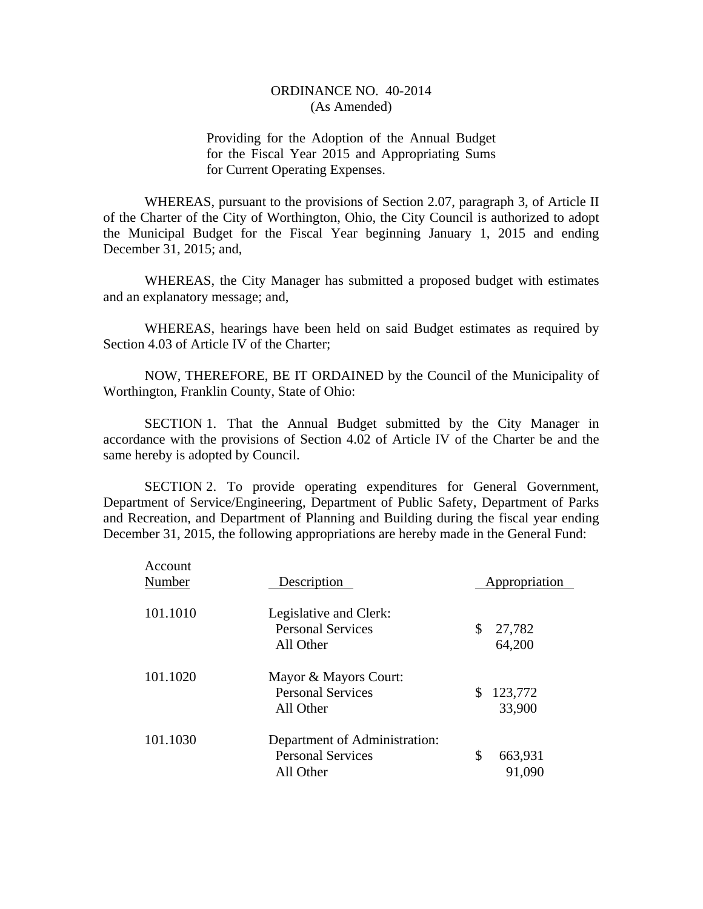# ORDINANCE NO. 40-2014
(As Amended)

Providing for the Adoption of the Annual Budget for the Fiscal Year 2015 and Appropriating Sums for Current Operating Expenses.

WHEREAS, pursuant to the provisions of Section 2.07, paragraph 3, of Article II of the Charter of the City of Worthington, Ohio, the City Council is authorized to adopt the Municipal Budget for the Fiscal Year beginning January 1, 2015 and ending December 31, 2015; and,

WHEREAS, the City Manager has submitted a proposed budget with estimates and an explanatory message; and,

WHEREAS, hearings have been held on said Budget estimates as required by Section 4.03 of Article IV of the Charter;

NOW, THEREFORE, BE IT ORDAINED by the Council of the Municipality of Worthington, Franklin County, State of Ohio:

SECTION 1. That the Annual Budget submitted by the City Manager in accordance with the provisions of Section 4.02 of Article IV of the Charter be and the same hereby is adopted by Council.

SECTION 2. To provide operating expenditures for General Government, Department of Service/Engineering, Department of Public Safety, Department of Parks and Recreation, and Department of Planning and Building during the fiscal year ending December 31, 2015, the following appropriations are hereby made in the General Fund:

| Account Number | Description | Appropriation |
|---|---|---|
| 101.1010 | Legislative and Clerk: | |
| | Personal Services | $ 27,782 |
| | All Other | 64,200 |
| 101.1020 | Mayor & Mayors Court: | |
| | Personal Services | $ 123,772 |
| | All Other | 33,900 |
| 101.1030 | Department of Administration: | |
| | Personal Services | $ 663,931 |
| | All Other | 91,090 |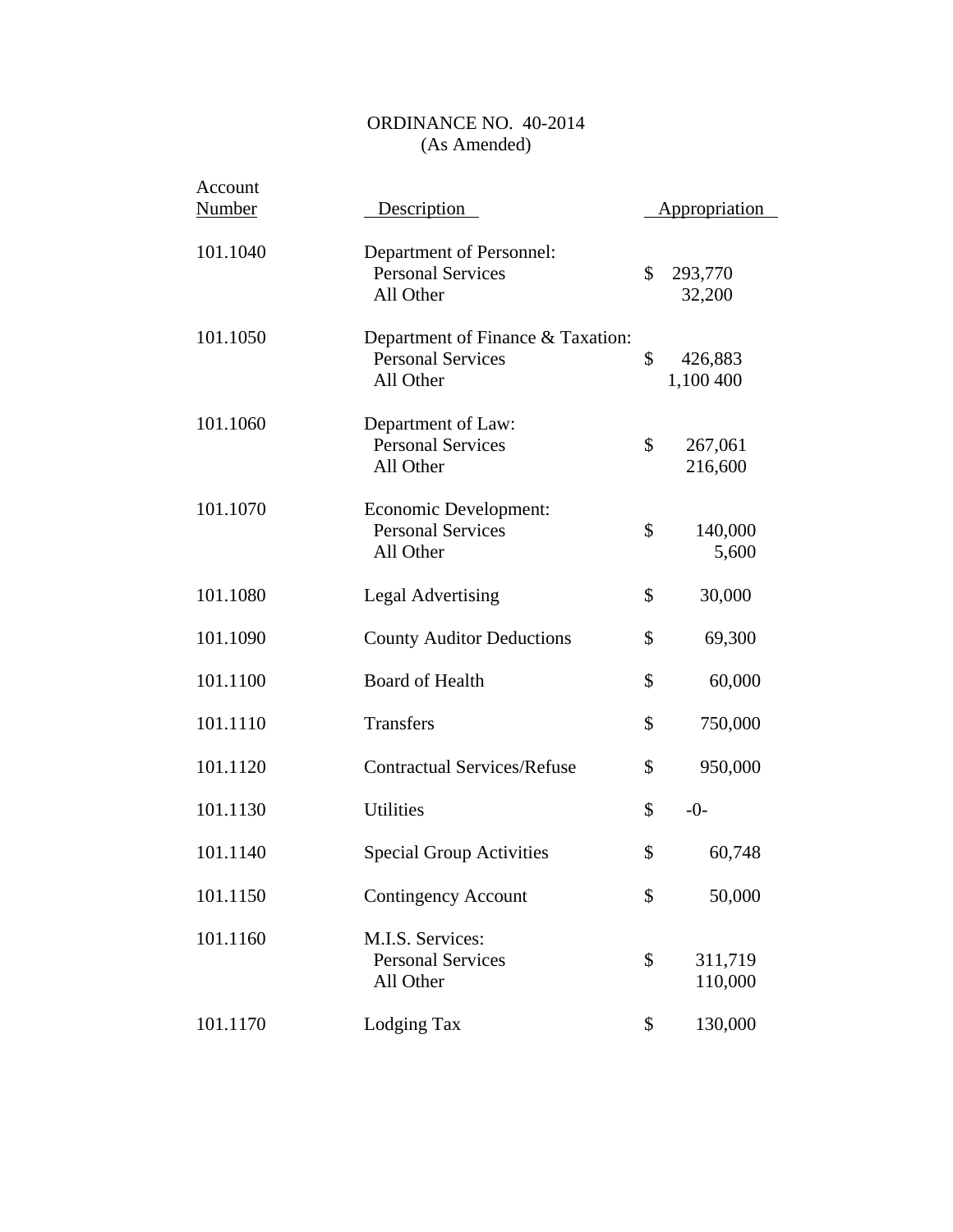ORDINANCE NO. 40-2014
(As Amended)

| Account Number | Description | Appropriation |
|---|---|---|
| 101.1040 | Department of Personnel: | |
| | Personal Services | $ 293,770 |
| | All Other | 32,200 |
| 101.1050 | Department of Finance & Taxation: | |
| | Personal Services | $ 426,883 |
| | All Other | 1,100 400 |
| 101.1060 | Department of Law: | |
| | Personal Services | $ 267,061 |
| | All Other | 216,600 |
| 101.1070 | Economic Development: | |
| | Personal Services | $ 140,000 |
| | All Other | 5,600 |
| 101.1080 | Legal Advertising | $ 30,000 |
| 101.1090 | County Auditor Deductions | $ 69,300 |
| 101.1100 | Board of Health | $ 60,000 |
| 101.1110 | Transfers | $ 750,000 |
| 101.1120 | Contractual Services/Refuse | $ 950,000 |
| 101.1130 | Utilities | $ -0- |
| 101.1140 | Special Group Activities | $ 60,748 |
| 101.1150 | Contingency Account | $ 50,000 |
| 101.1160 | M.I.S. Services: | |
| | Personal Services | $ 311,719 |
| | All Other | 110,000 |
| 101.1170 | Lodging Tax | $ 130,000 |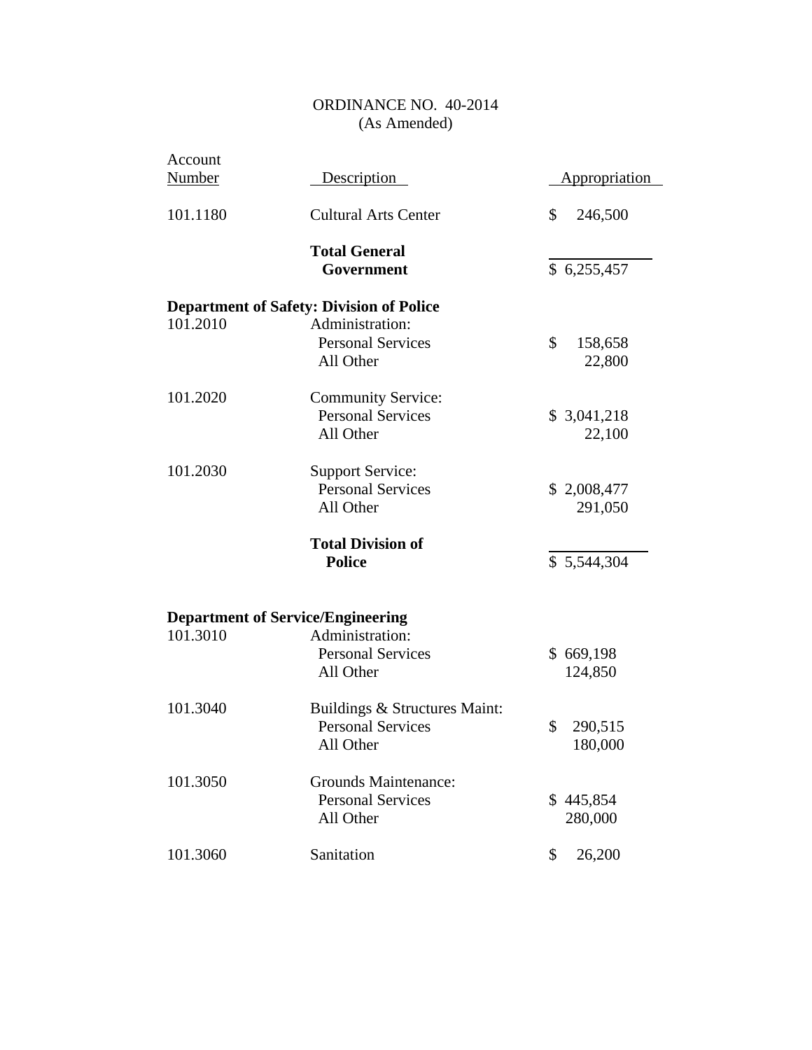ORDINANCE NO. 40-2014
(As Amended)

| Account Number | Description | Appropriation |
|---|---|---|
| 101.1180 | Cultural Arts Center | $ 246,500 |
| | **Total General Government** | $ 6,255,457 |
| **Department of Safety: Division of Police** | | |
| 101.2010 | Administration: | |
| | Personal Services | $ 158,658 |
| | All Other | 22,800 |
| 101.2020 | Community Service: | |
| | Personal Services | $ 3,041,218 |
| | All Other | 22,100 |
| 101.2030 | Support Service: | |
| | Personal Services | $ 2,008,477 |
| | All Other | 291,050 |
| | **Total Division of Police** | $ 5,544,304 |
| **Department of Service/Engineering** | | |
| 101.3010 | Administration: | |
| | Personal Services | $ 669,198 |
| | All Other | 124,850 |
| 101.3040 | Buildings & Structures Maint: | |
| | Personal Services | $ 290,515 |
| | All Other | 180,000 |
| 101.3050 | Grounds Maintenance: | |
| | Personal Services | $ 445,854 |
| | All Other | 280,000 |
| 101.3060 | Sanitation | $ 26,200 |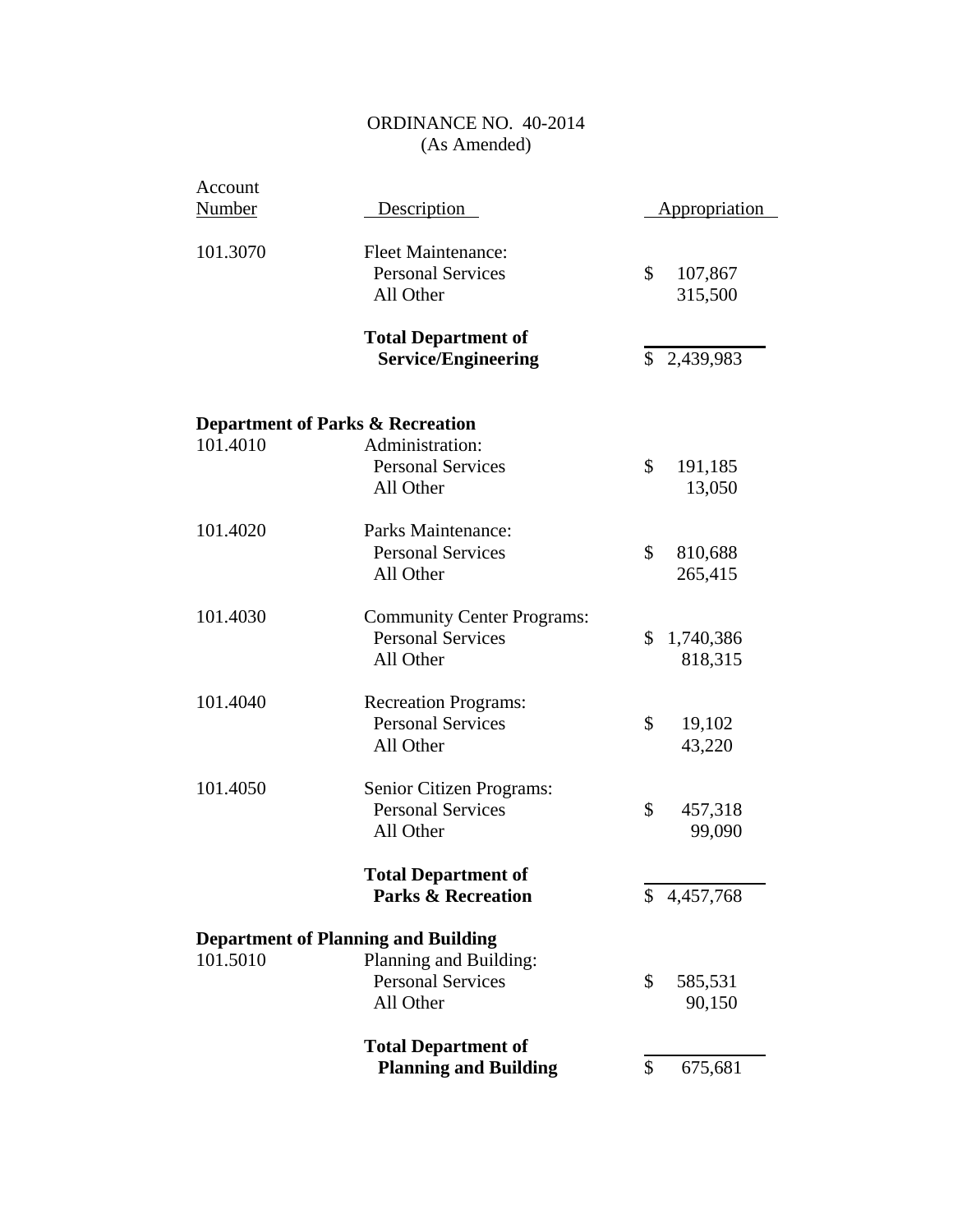ORDINANCE NO. 40-2014
(As Amended)

| Account Number | Description | Appropriation |
|---|---|---|
| 101.3070 | Fleet Maintenance: | |
| | Personal Services | $ 107,867 |
| | All Other | 315,500 |
| | **Total Department of Service/Engineering** | $ 2,439,983 |
| **Department of Parks & Recreation** | | |
| 101.4010 | Administration: | |
| | Personal Services | $ 191,185 |
| | All Other | 13,050 |
| 101.4020 | Parks Maintenance: | |
| | Personal Services | $ 810,688 |
| | All Other | 265,415 |
| 101.4030 | Community Center Programs: | |
| | Personal Services | $ 1,740,386 |
| | All Other | 818,315 |
| 101.4040 | Recreation Programs: | |
| | Personal Services | $ 19,102 |
| | All Other | 43,220 |
| 101.4050 | Senior Citizen Programs: | |
| | Personal Services | $ 457,318 |
| | All Other | 99,090 |
| | **Total Department of Parks & Recreation** | $ 4,457,768 |
| **Department of Planning and Building** | | |
| 101.5010 | Planning and Building: | |
| | Personal Services | $ 585,531 |
| | All Other | 90,150 |
| | **Total Department of Planning and Building** | $ 675,681 |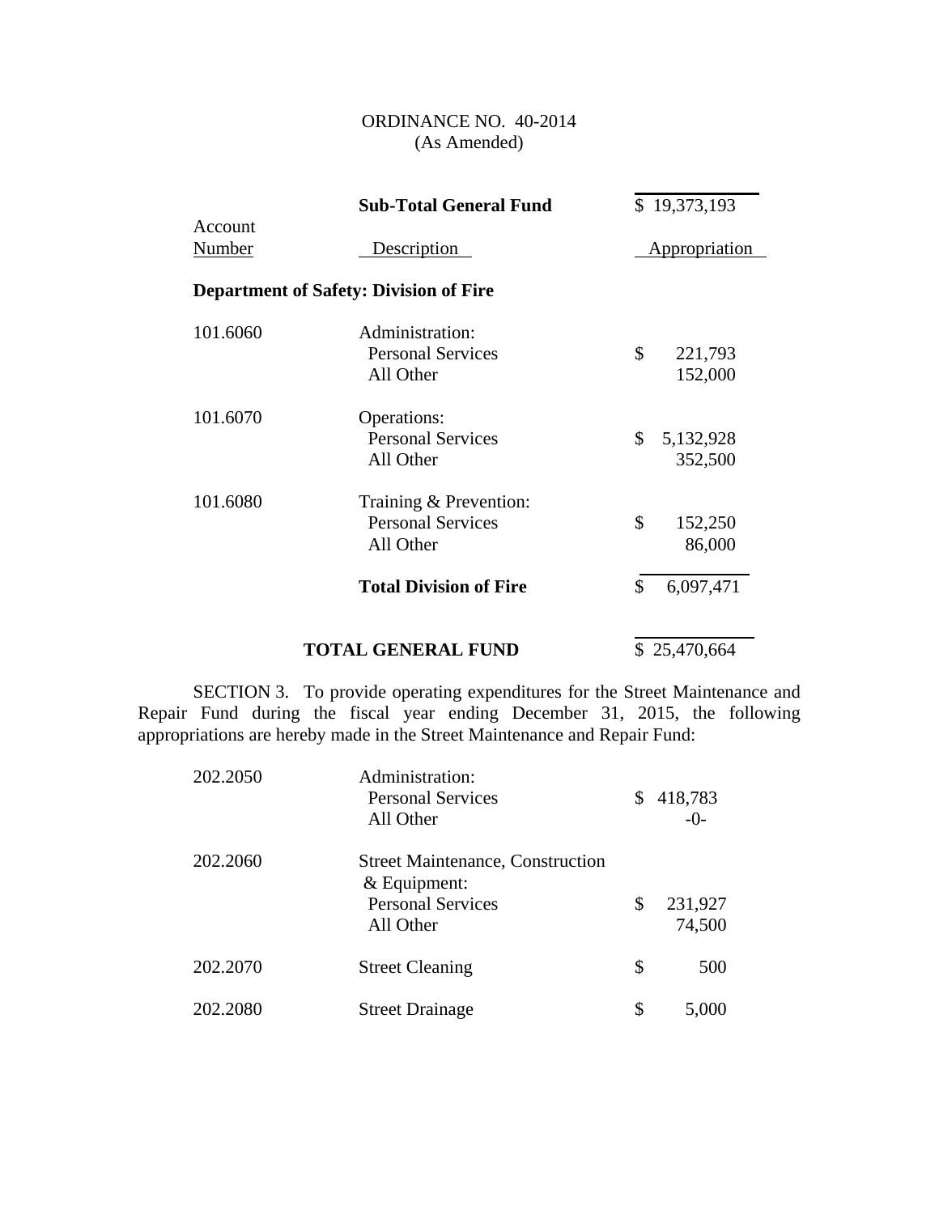ORDINANCE NO. 40-2014
(As Amended)

| | **Sub-Total General Fund** | $ 19,373,193 |
|---|---|---|
| Account Number | Description | Appropriation |
| | **Department of Safety: Division of Fire** | |
| 101.6060 | Administration: | |
| | Personal Services | $ 221,793 |
| | All Other | 152,000 |
| 101.6070 | Operations: | |
| | Personal Services | $ 5,132,928 |
| | All Other | 352,500 |
| 101.6080 | Training & Prevention: | |
| | Personal Services | $ 152,250 |
| | All Other | 86,000 |
| | **Total Division of Fire** | $ 6,097,471 |
| | **TOTAL GENERAL FUND** | $ 25,470,664 |

SECTION 3. To provide operating expenditures for the Street Maintenance and Repair Fund during the fiscal year ending December 31, 2015, the following appropriations are hereby made in the Street Maintenance and Repair Fund:

| | | |
|---|---|---|
| 202.2050 | Administration: | |
| | Personal Services | $ 418,783 |
| | All Other | -0- |
| 202.2060 | Street Maintenance, Construction & Equipment: | |
| | Personal Services | $ 231,927 |
| | All Other | 74,500 |
| 202.2070 | Street Cleaning | $ 500 |
| 202.2080 | Street Drainage | $ 5,000 |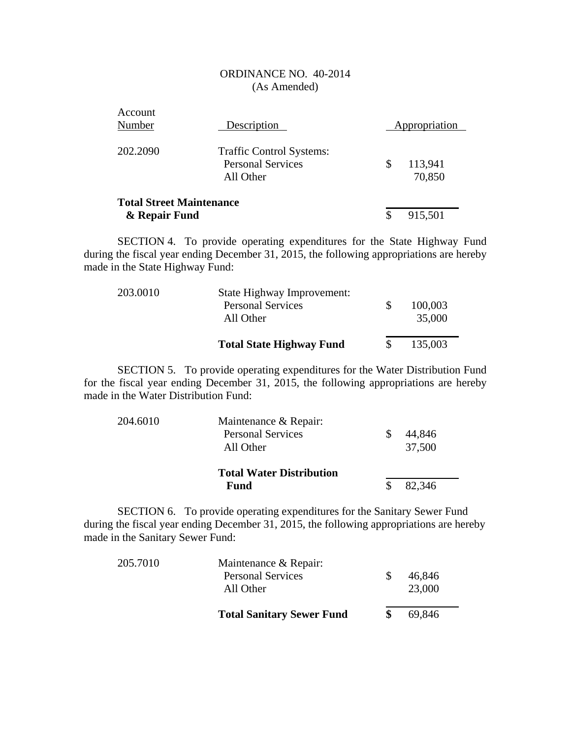ORDINANCE NO. 40-2014
(As Amended)

| Account Number | Description | Appropriation |
|---|---|---|
| 202.2090 | Traffic Control Systems: | |
| | Personal Services | $ 113,941 |
| | All Other | 70,850 |
| **Total Street Maintenance & Repair Fund** | | $ 915,501 |

SECTION 4. To provide operating expenditures for the State Highway Fund during the fiscal year ending December 31, 2015, the following appropriations are hereby made in the State Highway Fund:

| | | |
|---|---|---|
| 203.0010 | State Highway Improvement: | |
| | Personal Services | $ 100,003 |
| | All Other | 35,000 |
| | **Total State Highway Fund** | $ 135,003 |

SECTION 5. To provide operating expenditures for the Water Distribution Fund for the fiscal year ending December 31, 2015, the following appropriations are hereby made in the Water Distribution Fund:

| | | |
|---|---|---|
| 204.6010 | Maintenance & Repair: | |
| | Personal Services | $ 44,846 |
| | All Other | 37,500 |
| | **Total Water Distribution Fund** | $ 82,346 |

SECTION 6. To provide operating expenditures for the Sanitary Sewer Fund during the fiscal year ending December 31, 2015, the following appropriations are hereby made in the Sanitary Sewer Fund:

| | | |
|---|---|---|
| 205.7010 | Maintenance & Repair: | |
| | Personal Services | $ 46,846 |
| | All Other | 23,000 |
| | **Total Sanitary Sewer Fund** | **$** 69,846 |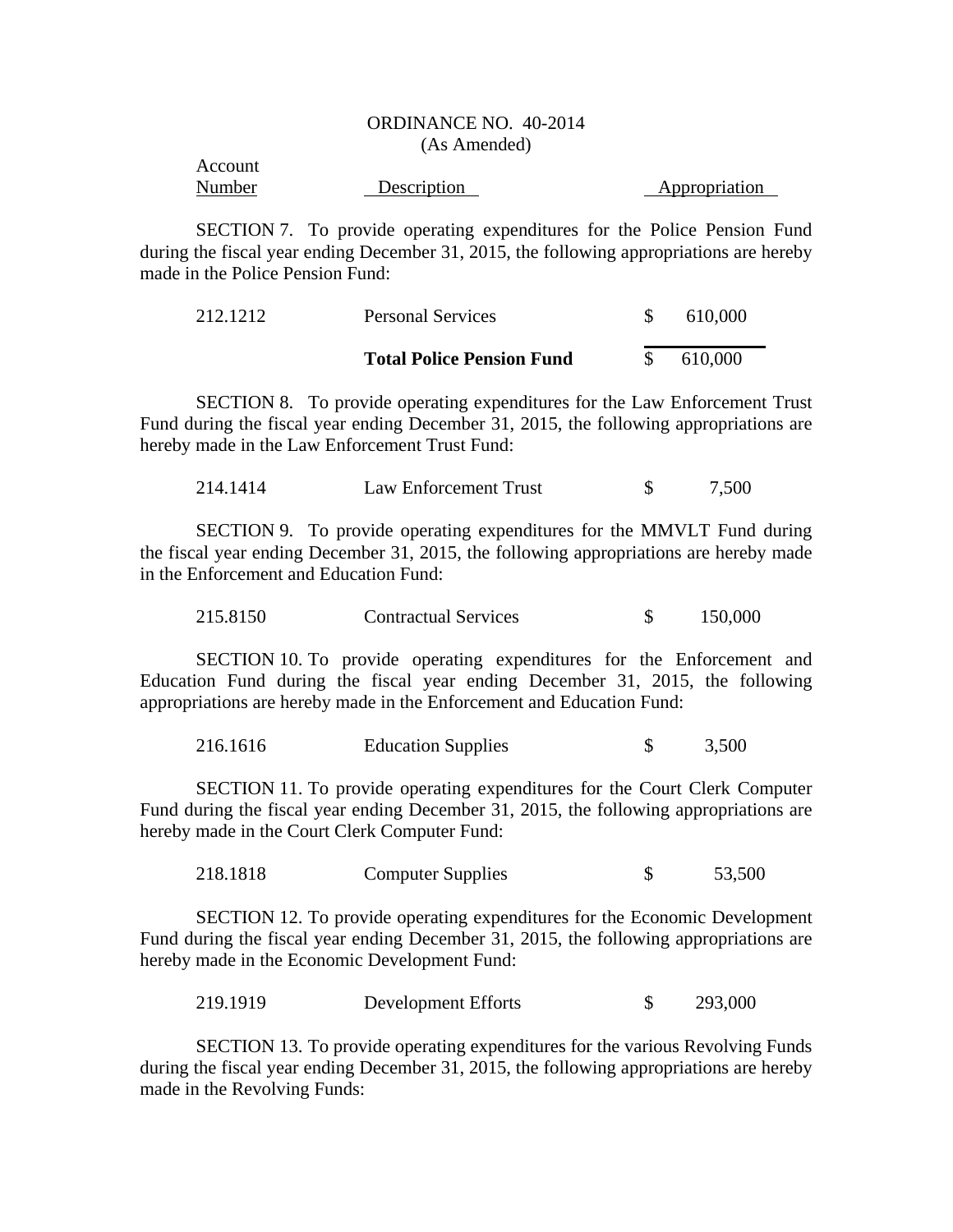ORDINANCE NO. 40-2014
(As Amended)

| Account Number | Description | Appropriation |
|---|---|---|

SECTION 7. To provide operating expenditures for the Police Pension Fund during the fiscal year ending December 31, 2015, the following appropriations are hereby made in the Police Pension Fund:

| | | |
|---|---|---|
| 212.1212 | Personal Services | $ 610,000 |
| | **Total Police Pension Fund** | $ 610,000 |

SECTION 8. To provide operating expenditures for the Law Enforcement Trust Fund during the fiscal year ending December 31, 2015, the following appropriations are hereby made in the Law Enforcement Trust Fund:

| | | |
|---|---|---|
| 214.1414 | Law Enforcement Trust | $ 7,500 |

SECTION 9. To provide operating expenditures for the MMVLT Fund during the fiscal year ending December 31, 2015, the following appropriations are hereby made in the Enforcement and Education Fund:

| | | |
|---|---|---|
| 215.8150 | Contractual Services | $ 150,000 |

SECTION 10. To provide operating expenditures for the Enforcement and Education Fund during the fiscal year ending December 31, 2015, the following appropriations are hereby made in the Enforcement and Education Fund:

| | | |
|---|---|---|
| 216.1616 | Education Supplies | $ 3,500 |

SECTION 11. To provide operating expenditures for the Court Clerk Computer Fund during the fiscal year ending December 31, 2015, the following appropriations are hereby made in the Court Clerk Computer Fund:

| | | |
|---|---|---|
| 218.1818 | Computer Supplies | $ 53,500 |

SECTION 12. To provide operating expenditures for the Economic Development Fund during the fiscal year ending December 31, 2015, the following appropriations are hereby made in the Economic Development Fund:

| | | |
|---|---|---|
| 219.1919 | Development Efforts | $ 293,000 |

SECTION 13. To provide operating expenditures for the various Revolving Funds during the fiscal year ending December 31, 2015, the following appropriations are hereby made in the Revolving Funds: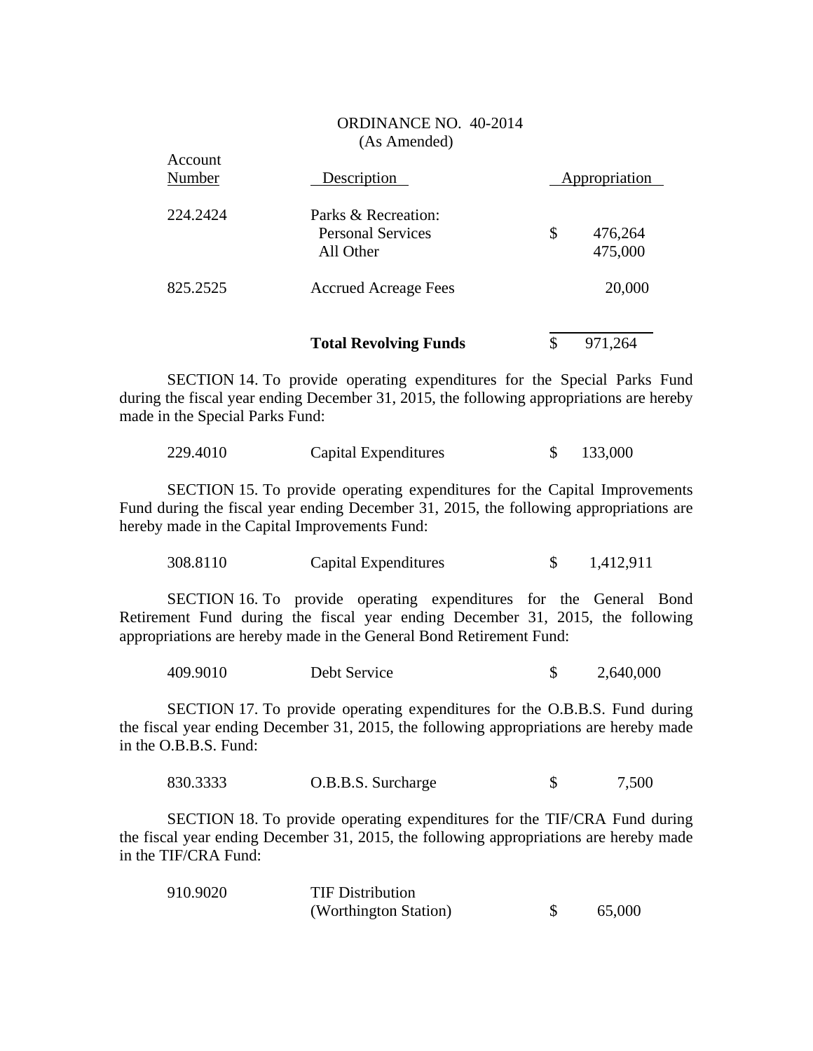ORDINANCE NO. 40-2014
(As Amended)

| Account Number | Description | Appropriation |
|---|---|---|
| 224.2424 | Parks & Recreation: | |
| | Personal Services | $ 476,264 |
| | All Other | 475,000 |
| 825.2525 | Accrued Acreage Fees | 20,000 |
| | **Total Revolving Funds** | $ 971,264 |

SECTION 14. To provide operating expenditures for the Special Parks Fund during the fiscal year ending December 31, 2015, the following appropriations are hereby made in the Special Parks Fund:

| | | |
|---|---|---|
| 229.4010 | Capital Expenditures | $ 133,000 |

SECTION 15. To provide operating expenditures for the Capital Improvements Fund during the fiscal year ending December 31, 2015, the following appropriations are hereby made in the Capital Improvements Fund:

| | | |
|---|---|---|
| 308.8110 | Capital Expenditures | $ 1,412,911 |

SECTION 16. To provide operating expenditures for the General Bond Retirement Fund during the fiscal year ending December 31, 2015, the following appropriations are hereby made in the General Bond Retirement Fund:

| | | |
|---|---|---|
| 409.9010 | Debt Service | $ 2,640,000 |

SECTION 17. To provide operating expenditures for the O.B.B.S. Fund during the fiscal year ending December 31, 2015, the following appropriations are hereby made in the O.B.B.S. Fund:

| | | |
|---|---|---|
| 830.3333 | O.B.B.S. Surcharge | $ 7,500 |

SECTION 18. To provide operating expenditures for the TIF/CRA Fund during the fiscal year ending December 31, 2015, the following appropriations are hereby made in the TIF/CRA Fund:

| | | |
|---|---|---|
| 910.9020 | TIF Distribution (Worthington Station) | $ 65,000 |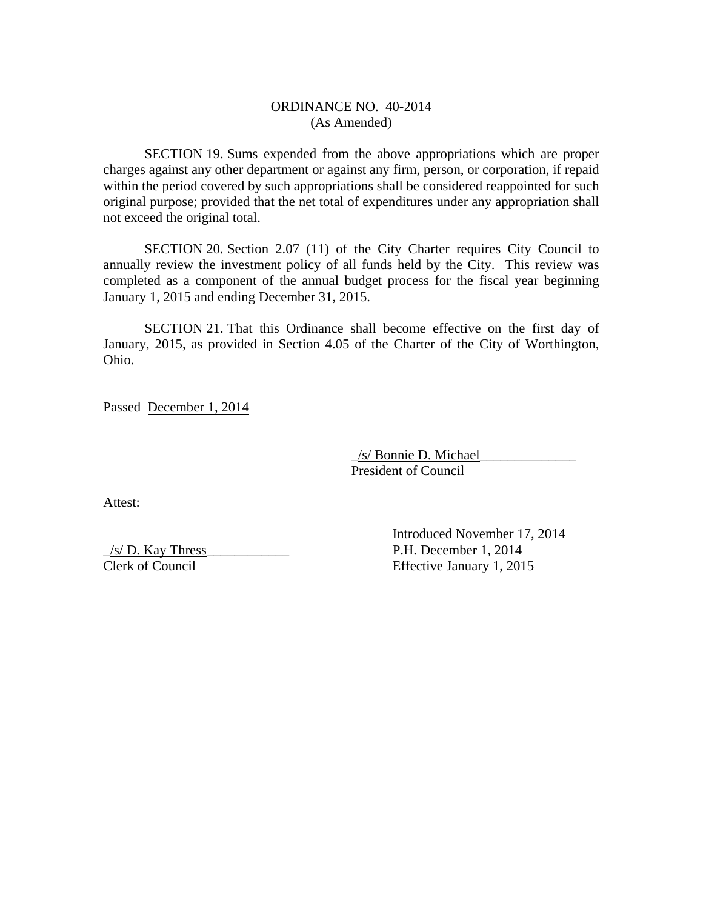ORDINANCE NO. 40-2014
(As Amended)

SECTION 19. Sums expended from the above appropriations which are proper charges against any other department or against any firm, person, or corporation, if repaid within the period covered by such appropriations shall be considered reappointed for such original purpose; provided that the net total of expenditures under any appropriation shall not exceed the original total.

SECTION 20. Section 2.07 (11) of the City Charter requires City Council to annually review the investment policy of all funds held by the City. This review was completed as a component of the annual budget process for the fiscal year beginning January 1, 2015 and ending December 31, 2015.

SECTION 21. That this Ordinance shall become effective on the first day of January, 2015, as provided in Section 4.05 of the Charter of the City of Worthington, Ohio.

Passed December 1, 2014

_/s/ Bonnie D. Michael______________
President of Council

Attest:

_/s/ D. Kay Thress____________
Clerk of Council

Introduced November 17, 2014
P.H. December 1, 2014
Effective January 1, 2015